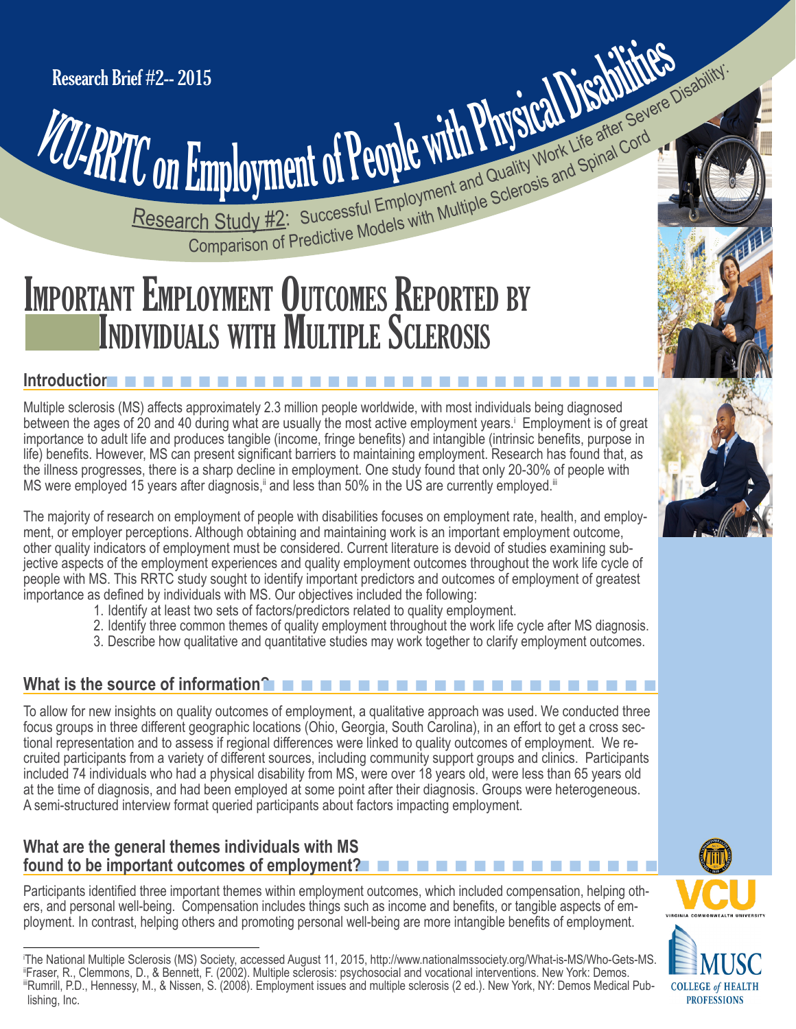Research Brief #2-- 2015

# VCU-RRTC on Employment of People with Physical Disabilities

Research Study #2: Successful Employment and Quality Work Life after Severe Disability: Comparison of Predictive Models with Multiple Sclerosis and Spinal Cord

# Important Employment Outcomes Reported by Individuals with Multiple Sclerosis

## Introduction

Multiple sclerosis (MS) affects approximately 2.3 million people worldwide, with most individuals being diagnosed between the ages of 20 and 40 during what are usually the most active employment years.[i] Employment is of great importance to adult life and produces tangible (income, fringe benefits) and intangible (intrinsic benefits, purpose in life) benefits. However, MS can present significant barriers to maintaining employment. Research has found that, as the illness progresses, there is a sharp decline in employment. One study found that only 20-30% of people with MS were employed 15 years after diagnosis,[ii] and less than 50% in the US are currently employed.[iii]

The majority of research on employment of people with disabilities focuses on employment rate, health, and employment, or employer perceptions. Although obtaining and maintaining work is an important employment outcome, other quality indicators of employment must be considered. Current literature is devoid of studies examining subjective aspects of the employment experiences and quality employment outcomes throughout the work life cycle of people with MS. This RRTC study sought to identify important predictors and outcomes of employment of greatest importance as defined by individuals with MS. Our objectives included the following:

1. Identify at least two sets of factors/predictors related to quality employment.
2. Identify three common themes of quality employment throughout the work life cycle after MS diagnosis.
3. Describe how qualitative and quantitative studies may work together to clarify employment outcomes.

## What is the source of information?

To allow for new insights on quality outcomes of employment, a qualitative approach was used. We conducted three focus groups in three different geographic locations (Ohio, Georgia, South Carolina), in an effort to get a cross sectional representation and to assess if regional differences were linked to quality outcomes of employment. We recruited participants from a variety of different sources, including community support groups and clinics. Participants included 74 individuals who had a physical disability from MS, were over 18 years old, were less than 65 years old at the time of diagnosis, and had been employed at some point after their diagnosis. Groups were heterogeneous. A semi-structured interview format queried participants about factors impacting employment.

## What are the general themes individuals with MS found to be important outcomes of employment?

Participants identified three important themes within employment outcomes, which included compensation, helping others, and personal well-being. Compensation includes things such as income and benefits, or tangible aspects of employment. In contrast, helping others and promoting personal well-being are more intangible benefits of employment.

---

[i] The National Multiple Sclerosis (MS) Society, accessed August 11, 2015, http://www.nationalmssociety.org/What-is-MS/Who-Gets-MS.
[ii] Fraser, R., Clemmons, D., & Bennett, F. (2002). Multiple sclerosis: psychosocial and vocational interventions. New York: Demos.
[iii] Rumrill, P.D., Hennessy, M., & Nissen, S. (2008). Employment issues and multiple sclerosis (2 ed.). New York, NY: Demos Medical Publishing, Inc.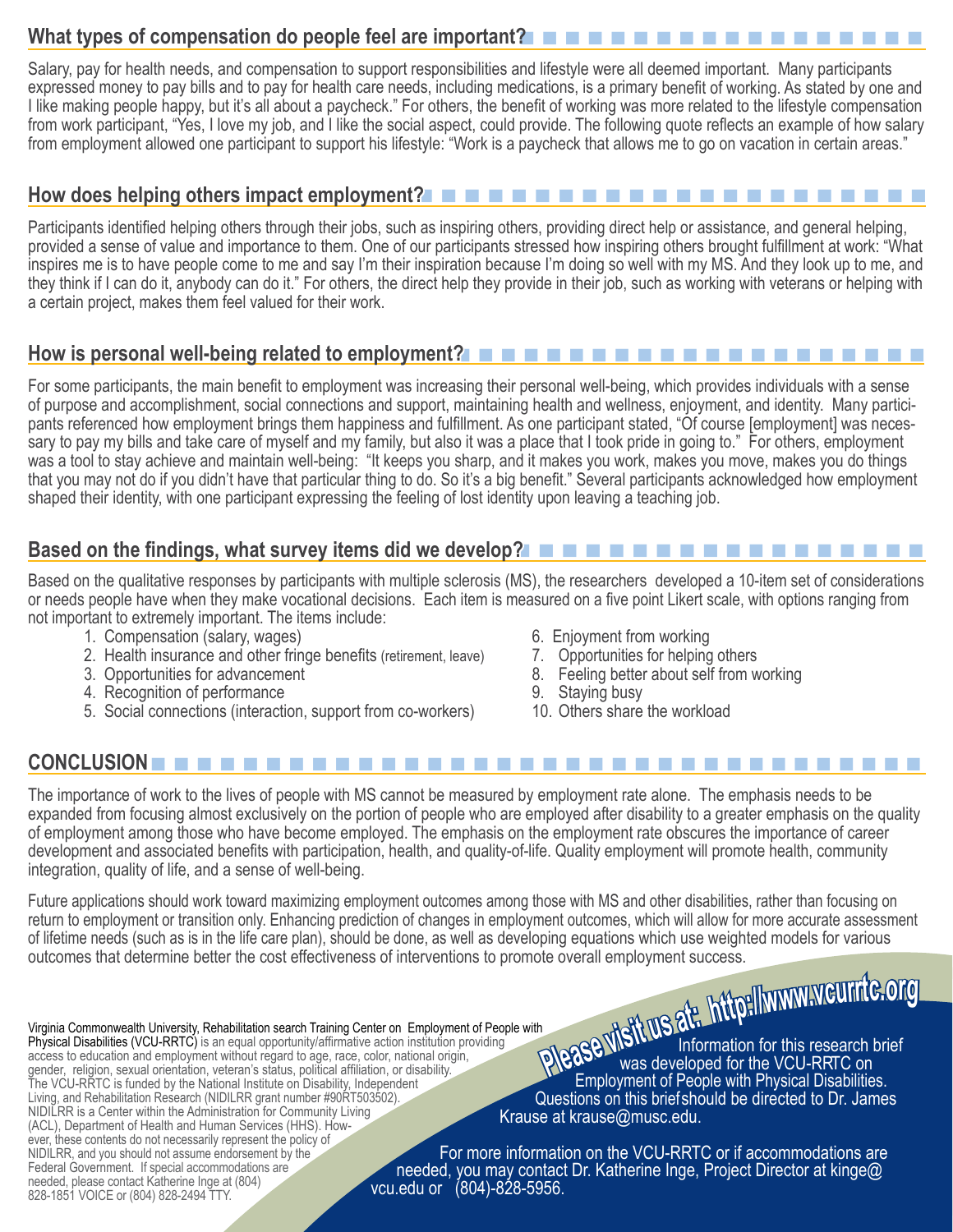## What types of compensation do people feel are important?

Salary, pay for health needs, and compensation to support responsibilities and lifestyle were all deemed important. Many participants expressed money to pay bills and to pay for health care needs, including medications, is a primary benefit of working. As stated by one and I like making people happy, but it's all about a paycheck." For others, the benefit of working was more related to the lifestyle compensation from work participant, "Yes, I love my job, and I like the social aspect, could provide. The following quote reflects an example of how salary from employment allowed one participant to support his lifestyle: "Work is a paycheck that allows me to go on vacation in certain areas."

## How does helping others impact employment?

Participants identified helping others through their jobs, such as inspiring others, providing direct help or assistance, and general helping, provided a sense of value and importance to them. One of our participants stressed how inspiring others brought fulfillment at work: "What inspires me is to have people come to me and say I'm their inspiration because I'm doing so well with my MS. And they look up to me, and they think if I can do it, anybody can do it." For others, the direct help they provide in their job, such as working with veterans or helping with a certain project, makes them feel valued for their work.

## How is personal well-being related to employment?

For some participants, the main benefit to employment was increasing their personal well-being, which provides individuals with a sense of purpose and accomplishment, social connections and support, maintaining health and wellness, enjoyment, and identity. Many participants referenced how employment brings them happiness and fulfillment. As one participant stated, "Of course [employment] was necessary to pay my bills and take care of myself and my family, but also it was a place that I took pride in going to." For others, employment was a tool to stay achieve and maintain well-being: "It keeps you sharp, and it makes you work, makes you move, makes you do things that you may not do if you didn't have that particular thing to do. So it's a big benefit." Several participants acknowledged how employment shaped their identity, with one participant expressing the feeling of lost identity upon leaving a teaching job.

## Based on the findings, what survey items did we develop?

Based on the qualitative responses by participants with multiple sclerosis (MS), the researchers developed a 10-item set of considerations or needs people have when they make vocational decisions. Each item is measured on a five point Likert scale, with options ranging from not important to extremely important. The items include:

1. Compensation (salary, wages)
2. Health insurance and other fringe benefits (retirement, leave)
3. Opportunities for advancement
4. Recognition of performance
5. Social connections (interaction, support from co-workers)
6. Enjoyment from working
7. Opportunities for helping others
8. Feeling better about self from working
9. Staying busy
10. Others share the workload

## CONCLUSION

The importance of work to the lives of people with MS cannot be measured by employment rate alone. The emphasis needs to be expanded from focusing almost exclusively on the portion of people who are employed after disability to a greater emphasis on the quality of employment among those who have become employed. The emphasis on the employment rate obscures the importance of career development and associated benefits with participation, health, and quality-of-life. Quality employment will promote health, community integration, quality of life, and a sense of well-being.

Future applications should work toward maximizing employment outcomes among those with MS and other disabilities, rather than focusing on return to employment or transition only. Enhancing prediction of changes in employment outcomes, which will allow for more accurate assessment of lifetime needs (such as is in the life care plan), should be done, as well as developing equations which use weighted models for various outcomes that determine better the cost effectiveness of interventions to promote overall employment success.

Virginia Commonwealth University, Rehabilitation search Training Center on Employment of People with Physical Disabilities (VCU-RRTC) is an equal opportunity/affirmative action institution providing access to education and employment without regard to age, race, color, national origin, gender, religion, sexual orientation, veteran's status, political affiliation, or disability. The VCU-RRTC is funded by the National Institute on Disability, Independent Living, and Rehabilitation Research (NIDILRR grant number #90RT503502). NIDILRR is a Center within the Administration for Community Living (ACL), Department of Health and Human Services (HHS). However, these contents do not necessarily represent the policy of NIDILRR, and you should not assume endorsement by the Federal Government. If special accommodations are needed, please contact Katherine Inge at (804) 828-1851 VOICE or (804) 828-2494 TTY.

**Please visit us at: http://www.vcurrtc.org**

Information for this research brief was developed for the VCU-RRTC on Employment of People with Physical Disabilities. Questions on this brief should be directed to Dr. James Krause at krause@musc.edu.

For more information on the VCU-RRTC or if accommodations are needed, you may contact Dr. Katherine Inge, Project Director at kinge@vcu.edu or (804)-828-5956.